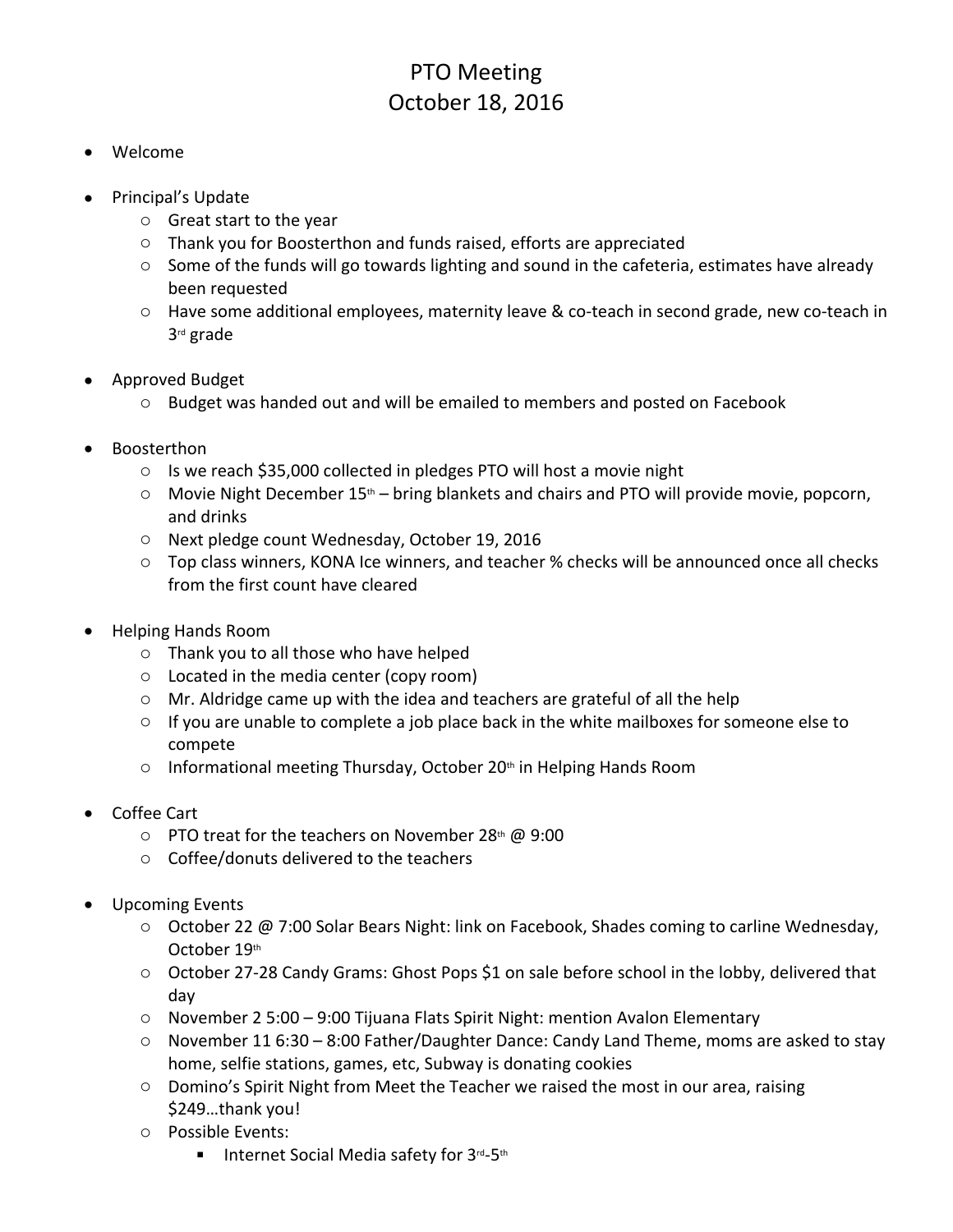# PTO Meeting
# October 18, 2016

- Welcome

- Principal's Update
  - Great start to the year
  - Thank you for Boosterthon and funds raised, efforts are appreciated
  - Some of the funds will go towards lighting and sound in the cafeteria, estimates have already been requested
  - Have some additional employees, maternity leave & co-teach in second grade, new co-teach in 3rd grade

- Approved Budget
  - Budget was handed out and will be emailed to members and posted on Facebook

- Boosterthon
  - Is we reach $35,000 collected in pledges PTO will host a movie night
  - Movie Night December 15th – bring blankets and chairs and PTO will provide movie, popcorn, and drinks
  - Next pledge count Wednesday, October 19, 2016
  - Top class winners, KONA Ice winners, and teacher % checks will be announced once all checks from the first count have cleared

- Helping Hands Room
  - Thank you to all those who have helped
  - Located in the media center (copy room)
  - Mr. Aldridge came up with the idea and teachers are grateful of all the help
  - If you are unable to complete a job place back in the white mailboxes for someone else to compete
  - Informational meeting Thursday, October 20th in Helping Hands Room

- Coffee Cart
  - PTO treat for the teachers on November 28th @ 9:00
  - Coffee/donuts delivered to the teachers

- Upcoming Events
  - October 22 @ 7:00 Solar Bears Night: link on Facebook, Shades coming to carline Wednesday, October 19th
  - October 27-28 Candy Grams: Ghost Pops $1 on sale before school in the lobby, delivered that day
  - November 2 5:00 – 9:00 Tijuana Flats Spirit Night: mention Avalon Elementary
  - November 11 6:30 – 8:00 Father/Daughter Dance: Candy Land Theme, moms are asked to stay home, selfie stations, games, etc, Subway is donating cookies
  - Domino's Spirit Night from Meet the Teacher we raised the most in our area, raising $249…thank you!
  - Possible Events:
    - Internet Social Media safety for 3rd-5th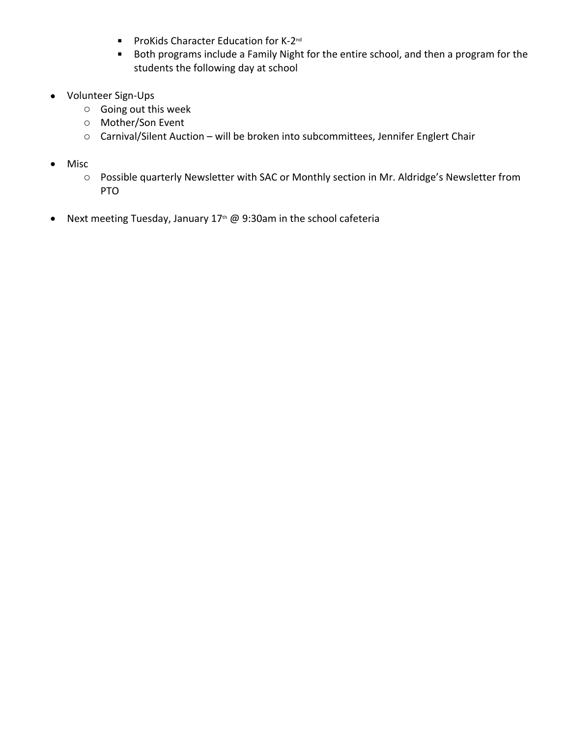- ProKids Character Education for K-2nd
        - Both programs include a Family Night for the entire school, and then a program for the students the following day at school

- Volunteer Sign-Ups
    - Going out this week
    - Mother/Son Event
    - Carnival/Silent Auction – will be broken into subcommittees, Jennifer Englert Chair

- Misc
    - Possible quarterly Newsletter with SAC or Monthly section in Mr. Aldridge's Newsletter from PTO

- Next meeting Tuesday, January 17th @ 9:30am in the school cafeteria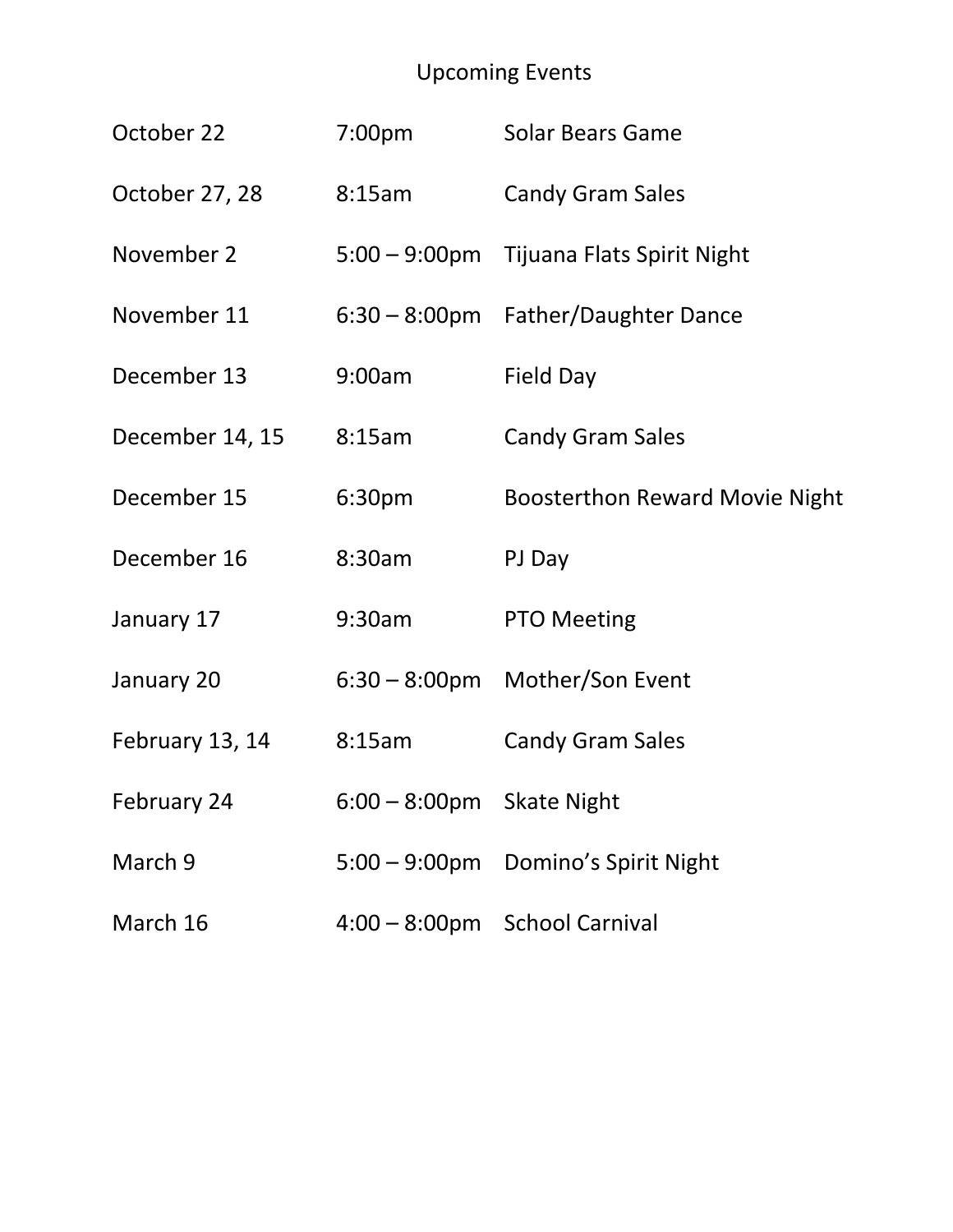# Upcoming Events

| | | |
|---|---|---|
| October 22 | 7:00pm | Solar Bears Game |
| October 27, 28 | 8:15am | Candy Gram Sales |
| November 2 | 5:00 – 9:00pm | Tijuana Flats Spirit Night |
| November 11 | 6:30 – 8:00pm | Father/Daughter Dance |
| December 13 | 9:00am | Field Day |
| December 14, 15 | 8:15am | Candy Gram Sales |
| December 15 | 6:30pm | Boosterthon Reward Movie Night |
| December 16 | 8:30am | PJ Day |
| January 17 | 9:30am | PTO Meeting |
| January 20 | 6:30 – 8:00pm | Mother/Son Event |
| February 13, 14 | 8:15am | Candy Gram Sales |
| February 24 | 6:00 – 8:00pm | Skate Night |
| March 9 | 5:00 – 9:00pm | Domino's Spirit Night |
| March 16 | 4:00 – 8:00pm | School Carnival |